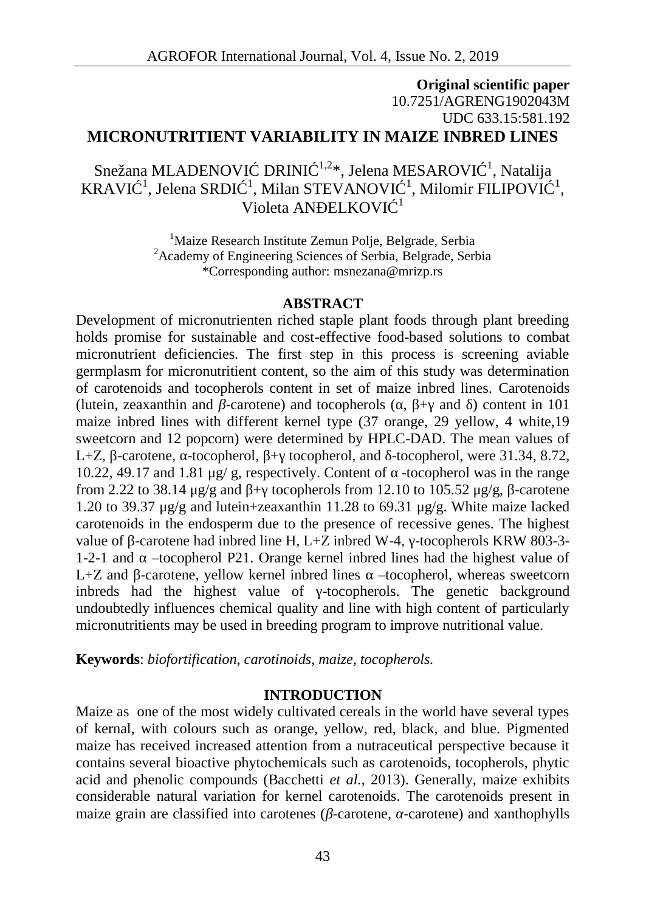**Original scientific paper**
10.7251/AGRENG1902043M
UDC 633.15:581.192

# MICRONUTRITIENT VARIABILITY IN MAIZE INBRED LINES

Snežana MLADENOVIĆ DRINIĆ[1,2]*, Jelena MESAROVIĆ[1], Natalija KRAVIĆ[1], Jelena SRDIĆ[1], Milan STEVANOVIĆ[1], Milomir FILIPOVIĆ[1], Violeta ANĐELKOVIĆ[1]

[1]Maize Research Institute Zemun Polje, Belgrade, Serbia
[2]Academy of Engineering Sciences of Serbia, Belgrade, Serbia
*Corresponding author: msnezana@mrizp.rs

## ABSTRACT

Development of micronutrienten riched staple plant foods through plant breeding holds promise for sustainable and cost-effective food-based solutions to combat micronutrient deficiencies. The first step in this process is screening aviable germplasm for micronutritient content, so the aim of this study was determination of carotenoids and tocopherols content in set of maize inbred lines. Carotenoids (lutein, zeaxanthin and *β*-carotene) and tocopherols (α, β+γ and δ) content in 101 maize inbred lines with different kernel type (37 orange, 29 yellow, 4 white,19 sweetcorn and 12 popcorn) were determined by HPLC-DAD. The mean values of L+Z, β-carotene, α-tocopherol, β+γ tocopherol, and δ-tocopherol, were 31.34, 8.72, 10.22, 49.17 and 1.81 μg/ g, respectively. Content of α -tocopherol was in the range from 2.22 to 38.14 μg/g and β+γ tocopherols from 12.10 to 105.52 μg/g, β-carotene 1.20 to 39.37 μg/g and lutein+zeaxanthin 11.28 to 69.31 μg/g. White maize lacked carotenoids in the endosperm due to the presence of recessive genes. The highest value of β-carotene had inbred line H, L+Z inbred W-4, γ-tocopherols KRW 803-3-1-2-1 and α –tocopherol P21. Orange kernel inbred lines had the highest value of L+Z and β-carotene, yellow kernel inbred lines α –tocopherol, whereas sweetcorn inbreds had the highest value of γ-tocopherols. The genetic background undoubtedly influences chemical quality and line with high content of particularly micronutritients may be used in breeding program to improve nutritional value.

**Keywords**: *biofortification, carotinoids, maize, tocopherols.*

## INTRODUCTION

Maize as one of the most widely cultivated cereals in the world have several types of kernal, with colours such as orange, yellow, red, black, and blue. Pigmented maize has received increased attention from a nutraceutical perspective because it contains several bioactive phytochemicals such as carotenoids, tocopherols, phytic acid and phenolic compounds (Bacchetti *et al.*, 2013). Generally, maize exhibits considerable natural variation for kernel carotenoids. The carotenoids present in maize grain are classified into carotenes (*β*-carotene, *α*-carotene) and xanthophylls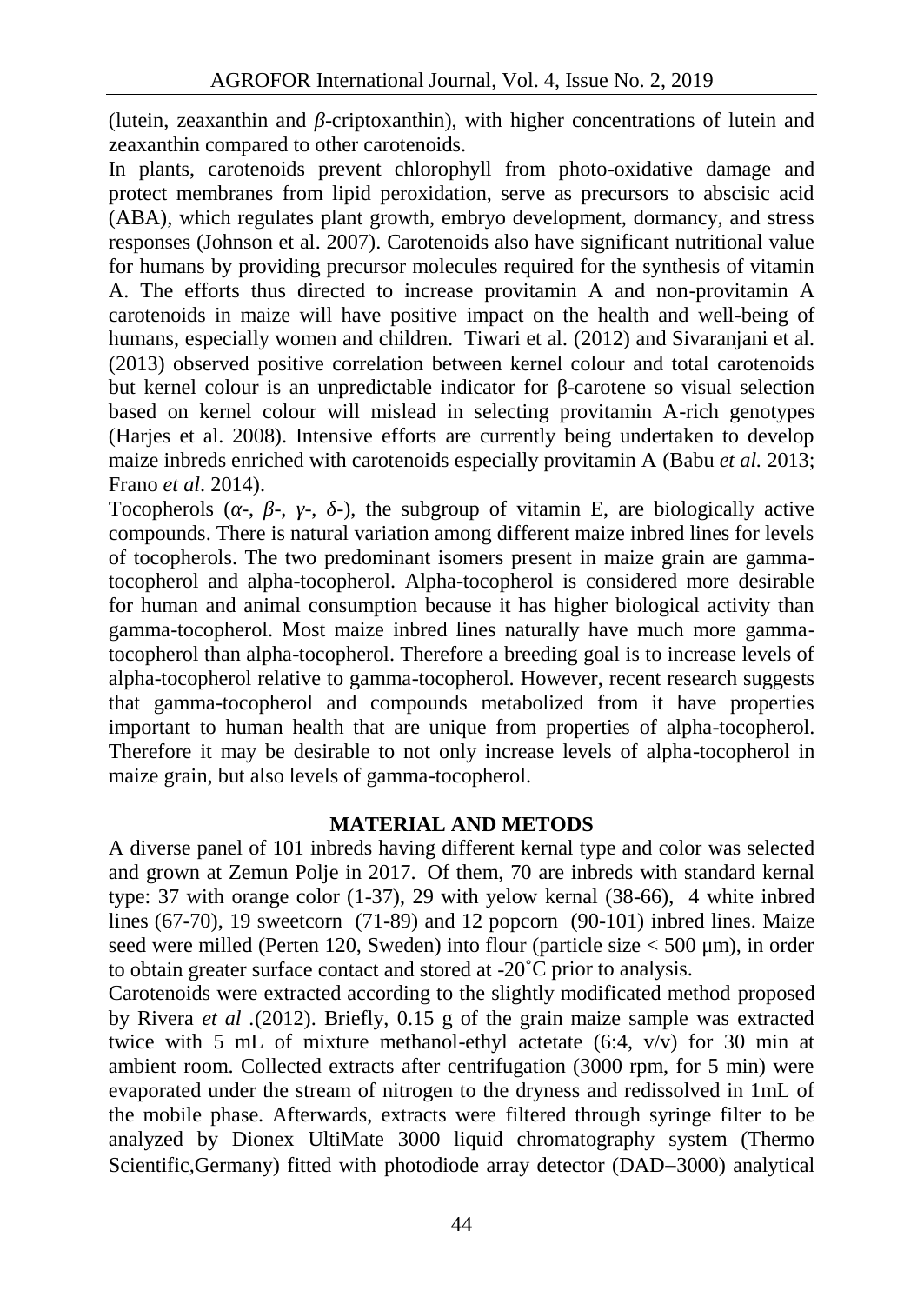(lutein, zeaxanthin and *β*-criptoxanthin), with higher concentrations of lutein and zeaxanthin compared to other carotenoids.

In plants, carotenoids prevent chlorophyll from photo-oxidative damage and protect membranes from lipid peroxidation, serve as precursors to abscisic acid (ABA), which regulates plant growth, embryo development, dormancy, and stress responses (Johnson et al. 2007). Carotenoids also have significant nutritional value for humans by providing precursor molecules required for the synthesis of vitamin A. The efforts thus directed to increase provitamin A and non-provitamin A carotenoids in maize will have positive impact on the health and well-being of humans, especially women and children. Tiwari et al. (2012) and Sivaranjani et al. (2013) observed positive correlation between kernel colour and total carotenoids but kernel colour is an unpredictable indicator for β-carotene so visual selection based on kernel colour will mislead in selecting provitamin A-rich genotypes (Harjes et al. 2008). Intensive efforts are currently being undertaken to develop maize inbreds enriched with carotenoids especially provitamin A (Babu *et al.* 2013; Frano *et al*. 2014).

Tocopherols (*α*-, *β*-, *γ*-, *δ*-), the subgroup of vitamin E, are biologically active compounds. There is natural variation among different maize inbred lines for levels of tocopherols. The two predominant isomers present in maize grain are gamma-tocopherol and alpha-tocopherol. Alpha-tocopherol is considered more desirable for human and animal consumption because it has higher biological activity than gamma-tocopherol. Most maize inbred lines naturally have much more gamma-tocopherol than alpha-tocopherol. Therefore a breeding goal is to increase levels of alpha-tocopherol relative to gamma-tocopherol. However, recent research suggests that gamma-tocopherol and compounds metabolized from it have properties important to human health that are unique from properties of alpha-tocopherol. Therefore it may be desirable to not only increase levels of alpha-tocopherol in maize grain, but also levels of gamma-tocopherol.

## MATERIAL AND METODS

A diverse panel of 101 inbreds having different kernal type and color was selected and grown at Zemun Polje in 2017. Of them, 70 are inbreds with standard kernal type: 37 with orange color (1-37), 29 with yelow kernal (38-66), 4 white inbred lines (67-70), 19 sweetcorn (71-89) and 12 popcorn (90-101) inbred lines. Maize seed were milled (Perten 120, Sweden) into flour (particle size < 500 μm), in order to obtain greater surface contact and stored at -20˚C prior to analysis.

Carotenoids were extracted according to the slightly modificated method proposed by Rivera *et al* .(2012). Briefly, 0.15 g of the grain maize sample was extracted twice with 5 mL of mixture methanol-ethyl actetate (6:4, v/v) for 30 min at ambient room. Collected extracts after centrifugation (3000 rpm, for 5 min) were evaporated under the stream of nitrogen to the dryness and redissolved in 1mL of the mobile phase. Afterwards, extracts were filtered through syringe filter to be analyzed by Dionex UltiMate 3000 liquid chromatography system (Thermo Scientific,Germany) fitted with photodiode array detector (DAD–3000) analytical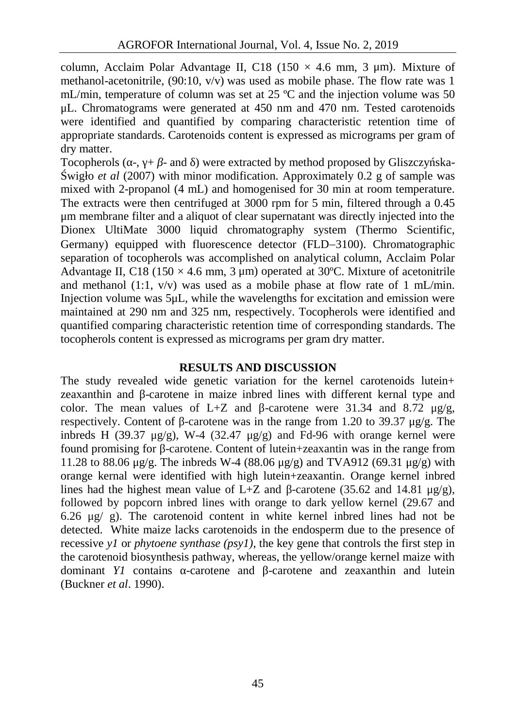column, Acclaim Polar Advantage II, C18 (150 × 4.6 mm, 3 µm). Mixture of methanol-acetonitrile, (90:10, v/v) was used as mobile phase. The flow rate was 1 mL/min, temperature of column was set at 25 ºC and the injection volume was 50 µL. Chromatograms were generated at 450 nm and 470 nm. Tested carotenoids were identified and quantified by comparing characteristic retention time of appropriate standards. Carotenoids content is expressed as micrograms per gram of dry matter.

Tocopherols (α-, γ+ *β*- and δ) were extracted by method proposed by Gliszczyńska-Świgło *et al* (2007) with minor modification. Approximately 0.2 g of sample was mixed with 2-propanol (4 mL) and homogenised for 30 min at room temperature. The extracts were then centrifuged at 3000 rpm for 5 min, filtered through a 0.45 µm membrane filter and a aliquot of clear supernatant was directly injected into the Dionex UltiMate 3000 liquid chromatography system (Thermo Scientific, Germany) equipped with fluorescence detector (FLD–3100). Chromatographic separation of tocopherols was accomplished on analytical column, Acclaim Polar Advantage II, C18 (150 × 4.6 mm, 3 µm) operated at 30ºC. Mixture of acetonitrile and methanol (1:1, v/v) was used as a mobile phase at flow rate of 1 mL/min. Injection volume was 5µL, while the wavelengths for excitation and emission were maintained at 290 nm and 325 nm, respectively. Tocopherols were identified and quantified comparing characteristic retention time of corresponding standards. The tocopherols content is expressed as micrograms per gram dry matter.

## RESULTS AND DISCUSSION

The study revealed wide genetic variation for the kernel carotenoids lutein+ zeaxanthin and β-carotene in maize inbred lines with different kernal type and color. The mean values of L+Z and β-carotene were 31.34 and 8.72 µg/g, respectively. Content of β-carotene was in the range from 1.20 to 39.37 µg/g. The inbreds H (39.37 µg/g), W-4 (32.47 µg/g) and Fd-96 with orange kernel were found promising for β-carotene. Content of lutein+zeaxantin was in the range from 11.28 to 88.06 µg/g. The inbreds W-4 (88.06 µg/g) and TVA912 (69.31 µg/g) with orange kernal were identified with high lutein+zeaxanthin. Orange kernel inbred lines had the highest mean value of L+Z and β-carotene (35.62 and 14.81 µg/g), followed by popcorn inbred lines with orange to dark yellow kernel (29.67 and 6.26 µg/ g). The carotenoid content in white kernel inbred lines had not be detected. White maize lacks carotenoids in the endosperm due to the presence of recessive *y1* or *phytoene synthase (psy1)*, the key gene that controls the first step in the carotenoid biosynthesis pathway, whereas, the yellow/orange kernel maize with dominant *Y1* contains α-carotene and β-carotene and zeaxanthin and lutein (Buckner *et al*. 1990).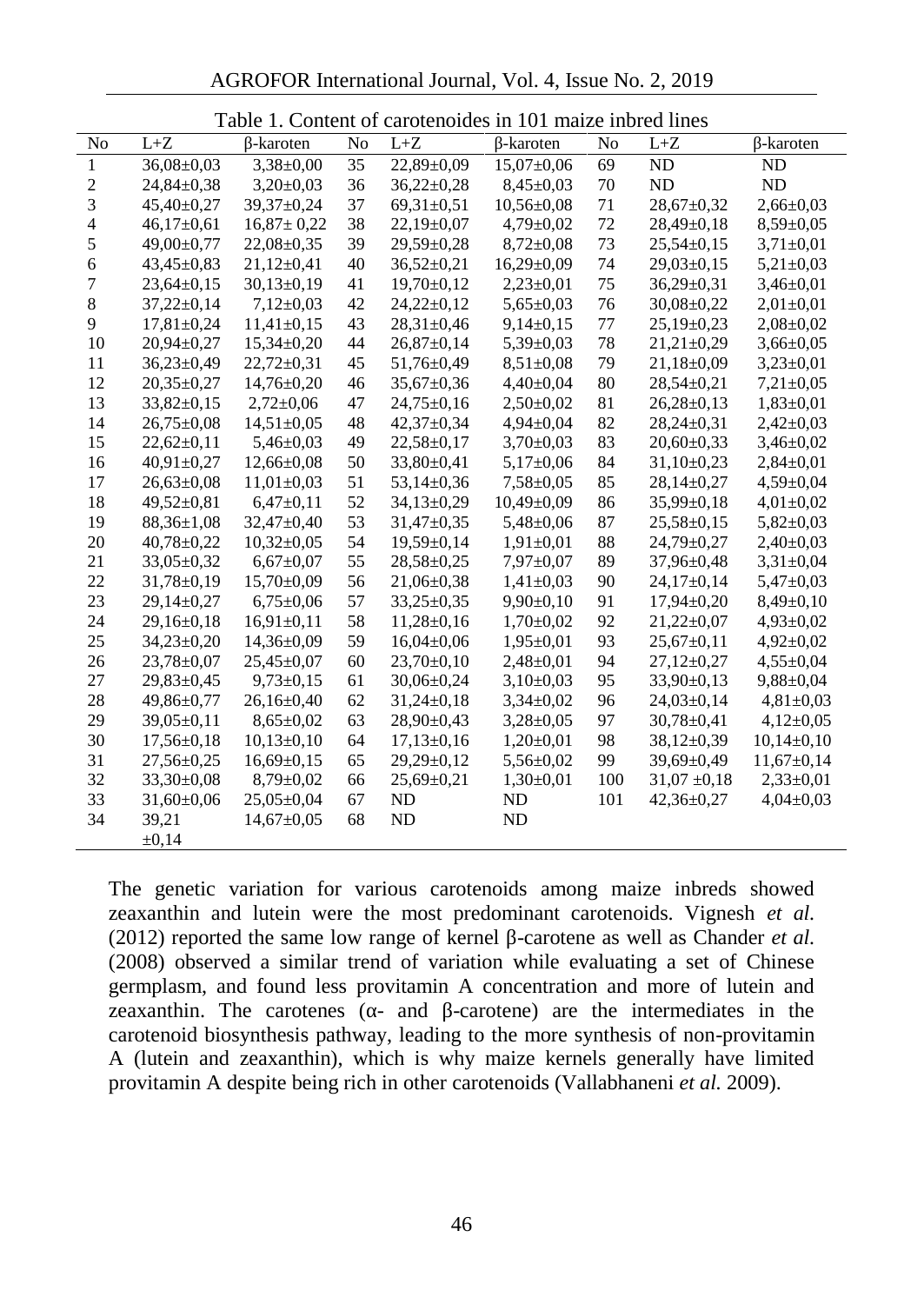Table 1. Content of carotenoides in 101 maize inbred lines

| No | L+Z | β-karoten | No | L+Z | β-karoten | No | L+Z | β-karoten |
|---|---|---|---|---|---|---|---|---|
| 1 | 36,08±0,03 | 3,38±0,00 | 35 | 22,89±0,09 | 15,07±0,06 | 69 | ND | ND |
| 2 | 24,84±0,38 | 3,20±0,03 | 36 | 36,22±0,28 | 8,45±0,03 | 70 | ND | ND |
| 3 | 45,40±0,27 | 39,37±0,24 | 37 | 69,31±0,51 | 10,56±0,08 | 71 | 28,67±0,32 | 2,66±0,03 |
| 4 | 46,17±0,61 | 16,87± 0,22 | 38 | 22,19±0,07 | 4,79±0,02 | 72 | 28,49±0,18 | 8,59±0,05 |
| 5 | 49,00±0,77 | 22,08±0,35 | 39 | 29,59±0,28 | 8,72±0,08 | 73 | 25,54±0,15 | 3,71±0,01 |
| 6 | 43,45±0,83 | 21,12±0,41 | 40 | 36,52±0,21 | 16,29±0,09 | 74 | 29,03±0,15 | 5,21±0,03 |
| 7 | 23,64±0,15 | 30,13±0,19 | 41 | 19,70±0,12 | 2,23±0,01 | 75 | 36,29±0,31 | 3,46±0,01 |
| 8 | 37,22±0,14 | 7,12±0,03 | 42 | 24,22±0,12 | 5,65±0,03 | 76 | 30,08±0,22 | 2,01±0,01 |
| 9 | 17,81±0,24 | 11,41±0,15 | 43 | 28,31±0,46 | 9,14±0,15 | 77 | 25,19±0,23 | 2,08±0,02 |
| 10 | 20,94±0,27 | 15,34±0,20 | 44 | 26,87±0,14 | 5,39±0,03 | 78 | 21,21±0,29 | 3,66±0,05 |
| 11 | 36,23±0,49 | 22,72±0,31 | 45 | 51,76±0,49 | 8,51±0,08 | 79 | 21,18±0,09 | 3,23±0,01 |
| 12 | 20,35±0,27 | 14,76±0,20 | 46 | 35,67±0,36 | 4,40±0,04 | 80 | 28,54±0,21 | 7,21±0,05 |
| 13 | 33,82±0,15 | 2,72±0,06 | 47 | 24,75±0,16 | 2,50±0,02 | 81 | 26,28±0,13 | 1,83±0,01 |
| 14 | 26,75±0,08 | 14,51±0,05 | 48 | 42,37±0,34 | 4,94±0,04 | 82 | 28,24±0,31 | 2,42±0,03 |
| 15 | 22,62±0,11 | 5,46±0,03 | 49 | 22,58±0,17 | 3,70±0,03 | 83 | 20,60±0,33 | 3,46±0,02 |
| 16 | 40,91±0,27 | 12,66±0,08 | 50 | 33,80±0,41 | 5,17±0,06 | 84 | 31,10±0,23 | 2,84±0,01 |
| 17 | 26,63±0,08 | 11,01±0,03 | 51 | 53,14±0,36 | 7,58±0,05 | 85 | 28,14±0,27 | 4,59±0,04 |
| 18 | 49,52±0,81 | 6,47±0,11 | 52 | 34,13±0,29 | 10,49±0,09 | 86 | 35,99±0,18 | 4,01±0,02 |
| 19 | 88,36±1,08 | 32,47±0,40 | 53 | 31,47±0,35 | 5,48±0,06 | 87 | 25,58±0,15 | 5,82±0,03 |
| 20 | 40,78±0,22 | 10,32±0,05 | 54 | 19,59±0,14 | 1,91±0,01 | 88 | 24,79±0,27 | 2,40±0,03 |
| 21 | 33,05±0,32 | 6,67±0,07 | 55 | 28,58±0,25 | 7,97±0,07 | 89 | 37,96±0,48 | 3,31±0,04 |
| 22 | 31,78±0,19 | 15,70±0,09 | 56 | 21,06±0,38 | 1,41±0,03 | 90 | 24,17±0,14 | 5,47±0,03 |
| 23 | 29,14±0,27 | 6,75±0,06 | 57 | 33,25±0,35 | 9,90±0,10 | 91 | 17,94±0,20 | 8,49±0,10 |
| 24 | 29,16±0,18 | 16,91±0,11 | 58 | 11,28±0,16 | 1,70±0,02 | 92 | 21,22±0,07 | 4,93±0,02 |
| 25 | 34,23±0,20 | 14,36±0,09 | 59 | 16,04±0,06 | 1,95±0,01 | 93 | 25,67±0,11 | 4,92±0,02 |
| 26 | 23,78±0,07 | 25,45±0,07 | 60 | 23,70±0,10 | 2,48±0,01 | 94 | 27,12±0,27 | 4,55±0,04 |
| 27 | 29,83±0,45 | 9,73±0,15 | 61 | 30,06±0,24 | 3,10±0,03 | 95 | 33,90±0,13 | 9,88±0,04 |
| 28 | 49,86±0,77 | 26,16±0,40 | 62 | 31,24±0,18 | 3,34±0,02 | 96 | 24,03±0,14 | 4,81±0,03 |
| 29 | 39,05±0,11 | 8,65±0,02 | 63 | 28,90±0,43 | 3,28±0,05 | 97 | 30,78±0,41 | 4,12±0,05 |
| 30 | 17,56±0,18 | 10,13±0,10 | 64 | 17,13±0,16 | 1,20±0,01 | 98 | 38,12±0,39 | 10,14±0,10 |
| 31 | 27,56±0,25 | 16,69±0,15 | 65 | 29,29±0,12 | 5,56±0,02 | 99 | 39,69±0,49 | 11,67±0,14 |
| 32 | 33,30±0,08 | 8,79±0,02 | 66 | 25,69±0,21 | 1,30±0,01 | 100 | 31,07 ±0,18 | 2,33±0,01 |
| 33 | 31,60±0,06 | 25,05±0,04 | 67 | ND | ND | 101 | 42,36±0,27 | 4,04±0,03 |
| 34 | 39,21 ±0,14 | 14,67±0,05 | 68 | ND | ND | | | |

The genetic variation for various carotenoids among maize inbreds showed zeaxanthin and lutein were the most predominant carotenoids. Vignesh *et al.* (2012) reported the same low range of kernel β-carotene as well as Chander *et al.* (2008) observed a similar trend of variation while evaluating a set of Chinese germplasm, and found less provitamin A concentration and more of lutein and zeaxanthin. The carotenes (α- and β-carotene) are the intermediates in the carotenoid biosynthesis pathway, leading to the more synthesis of non-provitamin A (lutein and zeaxanthin), which is why maize kernels generally have limited provitamin A despite being rich in other carotenoids (Vallabhaneni *et al.* 2009).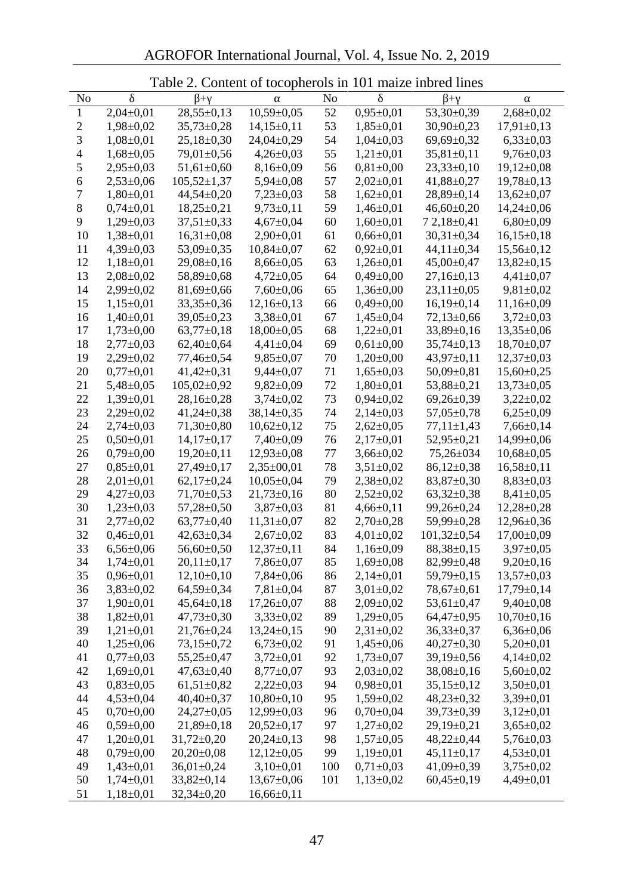Table 2. Content of tocopherols in 101 maize inbred lines

| No | δ | β+γ | α | No | δ | β+γ | α |
|---|---|---|---|---|---|---|---|
| 1 | 2,04±0,01 | 28,55±0,13 | 10,59±0,05 | 52 | 0,95±0,01 | 53,30±0,39 | 2,68±0,02 |
| 2 | 1,98±0,02 | 35,73±0,28 | 14,15±0,11 | 53 | 1,85±0,01 | 30,90±0,23 | 17,91±0,13 |
| 3 | 1,08±0,01 | 25,18±0,30 | 24,04±0,29 | 54 | 1,04±0,03 | 69,69±0,32 | 6,33±0,03 |
| 4 | 1,68±0,05 | 79,01±0,56 | 4,26±0,03 | 55 | 1,21±0,01 | 35,81±0,11 | 9,76±0,03 |
| 5 | 2,95±0,03 | 51,61±0,60 | 8,16±0,09 | 56 | 0,81±0,00 | 23,33±0,10 | 19,12±0,08 |
| 6 | 2,53±0,06 | 105,52±1,37 | 5,94±0,08 | 57 | 2,02±0,01 | 41,88±0,27 | 19,78±0,13 |
| 7 | 1,80±0,01 | 44,54±0,20 | 7,23±0,03 | 58 | 1,62±0,01 | 28,89±0,14 | 13,62±0,07 |
| 8 | 0,74±0,01 | 18,25±0,21 | 9,73±0,11 | 59 | 1,46±0,01 | 46,60±0,20 | 14,24±0,06 |
| 9 | 1,29±0,03 | 37,51±0,33 | 4,67±0,04 | 60 | 1,60±0,01 | 7 2,18±0,41 | 6,80±0,09 |
| 10 | 1,38±0,01 | 16,31±0,08 | 2,90±0,01 | 61 | 0,66±0,01 | 30,31±0,34 | 16,15±0,18 |
| 11 | 4,39±0,03 | 53,09±0,35 | 10,84±0,07 | 62 | 0,92±0,01 | 44,11±0,34 | 15,56±0,12 |
| 12 | 1,18±0,01 | 29,08±0,16 | 8,66±0,05 | 63 | 1,26±0,01 | 45,00±0,47 | 13,82±0,15 |
| 13 | 2,08±0,02 | 58,89±0,68 | 4,72±0,05 | 64 | 0,49±0,00 | 27,16±0,13 | 4,41±0,07 |
| 14 | 2,99±0,02 | 81,69±0,66 | 7,60±0,06 | 65 | 1,36±0,00 | 23,11±0,05 | 9,81±0,02 |
| 15 | 1,15±0,01 | 33,35±0,36 | 12,16±0,13 | 66 | 0,49±0,00 | 16,19±0,14 | 11,16±0,09 |
| 16 | 1,40±0,01 | 39,05±0,23 | 3,38±0,01 | 67 | 1,45±0,04 | 72,13±0,66 | 3,72±0,03 |
| 17 | 1,73±0,00 | 63,77±0,18 | 18,00±0,05 | 68 | 1,22±0,01 | 33,89±0,16 | 13,35±0,06 |
| 18 | 2,77±0,03 | 62,40±0,64 | 4,41±0,04 | 69 | 0,61±0,00 | 35,74±0,13 | 18,70±0,07 |
| 19 | 2,29±0,02 | 77,46±0,54 | 9,85±0,07 | 70 | 1,20±0,00 | 43,97±0,11 | 12,37±0,03 |
| 20 | 0,77±0,01 | 41,42±0,31 | 9,44±0,07 | 71 | 1,65±0,03 | 50,09±0,81 | 15,60±0,25 |
| 21 | 5,48±0,05 | 105,02±0,92 | 9,82±0,09 | 72 | 1,80±0,01 | 53,88±0,21 | 13,73±0,05 |
| 22 | 1,39±0,01 | 28,16±0,28 | 3,74±0,02 | 73 | 0,94±0,02 | 69,26±0,39 | 3,22±0,02 |
| 23 | 2,29±0,02 | 41,24±0,38 | 38,14±0,35 | 74 | 2,14±0,03 | 57,05±0,78 | 6,25±0,09 |
| 24 | 2,74±0,03 | 71,30±0,80 | 10,62±0,12 | 75 | 2,62±0,05 | 77,11±1,43 | 7,66±0,14 |
| 25 | 0,50±0,01 | 14,17±0,17 | 7,40±0,09 | 76 | 2,17±0,01 | 52,95±0,21 | 14,99±0,06 |
| 26 | 0,79±0,00 | 19,20±0,11 | 12,93±0,08 | 77 | 3,66±0,02 | 75,26±034 | 10,68±0,05 |
| 27 | 0,85±0,01 | 27,49±0,17 | 2,35±00,01 | 78 | 3,51±0,02 | 86,12±0,38 | 16,58±0,11 |
| 28 | 2,01±0,01 | 62,17±0,24 | 10,05±0,04 | 79 | 2,38±0,02 | 83,87±0,30 | 8,83±0,03 |
| 29 | 4,27±0,03 | 71,70±0,53 | 21,73±0,16 | 80 | 2,52±0,02 | 63,32±0,38 | 8,41±0,05 |
| 30 | 1,23±0,03 | 57,28±0,50 | 3,87±0,03 | 81 | 4,66±0,11 | 99,26±0,24 | 12,28±0,28 |
| 31 | 2,77±0,02 | 63,77±0,40 | 11,31±0,07 | 82 | 2,70±0,28 | 59,99±0,28 | 12,96±0,36 |
| 32 | 0,46±0,01 | 42,63±0,34 | 2,67±0,02 | 83 | 4,01±0,02 | 101,32±0,54 | 17,00±0,09 |
| 33 | 6,56±0,06 | 56,60±0,50 | 12,37±0,11 | 84 | 1,16±0,09 | 88,38±0,15 | 3,97±0,05 |
| 34 | 1,74±0,01 | 20,11±0,17 | 7,86±0,07 | 85 | 1,69±0,08 | 82,99±0,48 | 9,20±0,16 |
| 35 | 0,96±0,01 | 12,10±0,10 | 7,84±0,06 | 86 | 2,14±0,01 | 59,79±0,15 | 13,57±0,03 |
| 36 | 3,83±0,02 | 64,59±0,34 | 7,81±0,04 | 87 | 3,01±0,02 | 78,67±0,61 | 17,79±0,14 |
| 37 | 1,90±0,01 | 45,64±0,18 | 17,26±0,07 | 88 | 2,09±0,02 | 53,61±0,47 | 9,40±0,08 |
| 38 | 1,82±0,01 | 47,73±0,30 | 3,33±0,02 | 89 | 1,29±0,05 | 64,47±0,95 | 10,70±0,16 |
| 39 | 1,21±0,01 | 21,76±0,24 | 13,24±0,15 | 90 | 2,31±0,02 | 36,33±0,37 | 6,36±0,06 |
| 40 | 1,25±0,06 | 73,15±0,72 | 6,73±0,02 | 91 | 1,45±0,06 | 40,27±0,30 | 5,20±0,01 |
| 41 | 0,77±0,03 | 55,25±0,47 | 3,72±0,01 | 92 | 1,73±0,07 | 39,19±0,56 | 4,14±0,02 |
| 42 | 1,69±0,01 | 47,63±0,40 | 8,77±0,07 | 93 | 2,03±0,02 | 38,08±0,16 | 5,60±0,02 |
| 43 | 0,83±0,05 | 61,51±0,82 | 2,22±0,03 | 94 | 0,98±0,01 | 35,15±0,12 | 3,50±0,01 |
| 44 | 4,53±0,04 | 40,40±0,37 | 10,80±0,10 | 95 | 1,59±0,02 | 48,23±0,32 | 3,39±0,01 |
| 45 | 0,70±0,00 | 24,27±0,05 | 12,99±0,03 | 96 | 0,70±0,04 | 39,73±0,39 | 3,12±0,01 |
| 46 | 0,59±0,00 | 21,89±0,18 | 20,52±0,17 | 97 | 1,27±0,02 | 29,19±0,21 | 3,65±0,02 |
| 47 | 1,20±0,01 | 31,72±0,20 | 20,24±0,13 | 98 | 1,57±0,05 | 48,22±0,44 | 5,76±0,03 |
| 48 | 0,79±0,00 | 20,20±0,08 | 12,12±0,05 | 99 | 1,19±0,01 | 45,11±0,17 | 4,53±0,01 |
| 49 | 1,43±0,01 | 36,01±0,24 | 3,10±0,01 | 100 | 0,71±0,03 | 41,09±0,39 | 3,75±0,02 |
| 50 | 1,74±0,01 | 33,82±0,14 | 13,67±0,06 | 101 | 1,13±0,02 | 60,45±0,19 | 4,49±0,01 |
| 51 | 1,18±0,01 | 32,34±0,20 | 16,66±0,11 | | | | |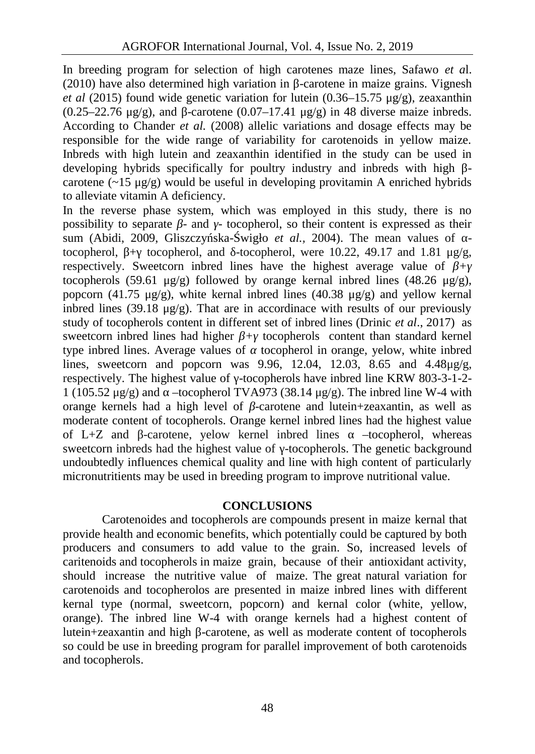In breeding program for selection of high carotenes maze lines, Safawo *et a*l. (2010) have also determined high variation in β-carotene in maize grains. Vignesh *et al* (2015) found wide genetic variation for lutein (0.36–15.75 µg/g), zeaxanthin (0.25–22.76 µg/g), and β-carotene (0.07–17.41 µg/g) in 48 diverse maize inbreds. According to Chander *et al.* (2008) allelic variations and dosage effects may be responsible for the wide range of variability for carotenoids in yellow maize. Inbreds with high lutein and zeaxanthin identified in the study can be used in developing hybrids specifically for poultry industry and inbreds with high β-carotene (~15 µg/g) would be useful in developing provitamin A enriched hybrids to alleviate vitamin A deficiency.

In the reverse phase system, which was employed in this study, there is no possibility to separate *β*- and *γ*- tocopherol, so their content is expressed as their sum (Abidi, 2009, Gliszczyńska-Świgło *et al.*, 2004). The mean values of α-tocopherol, β+γ tocopherol, and δ-tocopherol, were 10.22, 49.17 and 1.81 µg/g, respectively. Sweetcorn inbred lines have the highest average value of *β+γ* tocopherols (59.61 µg/g) followed by orange kernal inbred lines (48.26 µg/g), popcorn (41.75 µg/g), white kernal inbred lines (40.38 µg/g) and yellow kernal inbred lines (39.18 µg/g). That are in accordinace with results of our previously study of tocopherols content in different set of inbred lines (Drinic *et al*., 2017) as sweetcorn inbred lines had higher *β+γ* tocopherols content than standard kernel type inbred lines. Average values of *α* tocopherol in orange, yelow, white inbred lines, sweetcorn and popcorn was 9.96, 12.04, 12.03, 8.65 and 4.48µg/g, respectively. The highest value of γ-tocopherols have inbred line KRW 803-3-1-2-1 (105.52 µg/g) and α –tocopherol TVA973 (38.14 µg/g). The inbred line W-4 with orange kernels had a high level of *β*-carotene and lutein+zeaxantin, as well as moderate content of tocopherols. Orange kernel inbred lines had the highest value of L+Z and β-carotene, yelow kernel inbred lines α –tocopherol, whereas sweetcorn inbreds had the highest value of γ-tocopherols. The genetic background undoubtedly influences chemical quality and line with high content of particularly micronutritients may be used in breeding program to improve nutritional value.

## CONCLUSIONS

Carotenoides and tocopherols are compounds present in maize kernal that provide health and economic benefits, which potentially could be captured by both producers and consumers to add value to the grain. So, increased levels of caritenoids and tocopherols in maize grain, because of their antioxidant activity, should increase the nutritive value of maize. The great natural variation for carotenoids and tocopherolos are presented in maize inbred lines with different kernal type (normal, sweetcorn, popcorn) and kernal color (white, yellow, orange). The inbred line W-4 with orange kernels had a highest content of lutein+zeaxantin and high β-carotene, as well as moderate content of tocopherols so could be use in breeding program for parallel improvement of both carotenoids and tocopherols.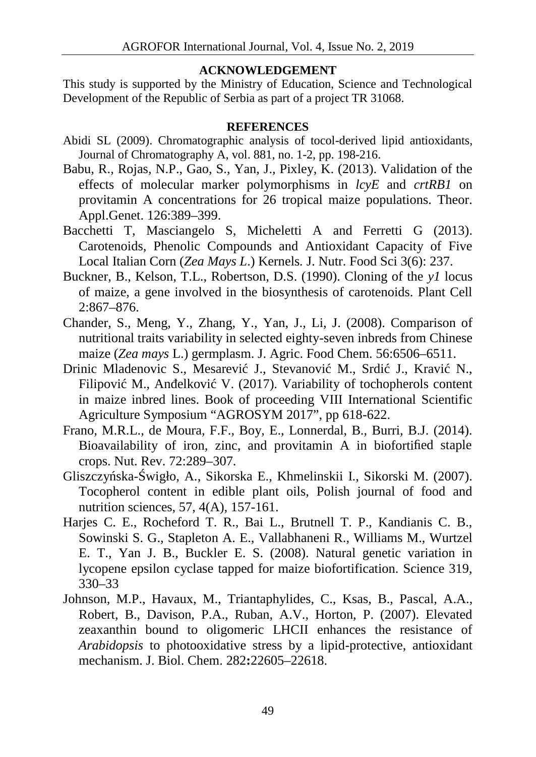## ACKNOWLEDGEMENT

This study is supported by the Ministry of Education, Science and Technological Development of the Republic of Serbia as part of a project TR 31068.

## REFERENCES

Abidi SL (2009). Chromatographic analysis of tocol-derived lipid antioxidants, Journal of Chromatography A, vol. 881, no. 1-2, pp. 198-216.

Babu, R., Rojas, N.P., Gao, S., Yan, J., Pixley, K. (2013). Validation of the effects of molecular marker polymorphisms in *lcyE* and *crtRB1* on provitamin A concentrations for 26 tropical maize populations. Theor. Appl.Genet. 126:389–399.

Bacchetti T, Masciangelo S, Micheletti A and Ferretti G (2013). Carotenoids, Phenolic Compounds and Antioxidant Capacity of Five Local Italian Corn (*Zea Mays L*.) Kernels. J. Nutr. Food Sci 3(6): 237.

Buckner, B., Kelson, T.L., Robertson, D.S. (1990). Cloning of the *y1* locus of maize, a gene involved in the biosynthesis of carotenoids. Plant Cell 2:867–876.

Chander, S., Meng, Y., Zhang, Y., Yan, J., Li, J. (2008). Comparison of nutritional traits variability in selected eighty-seven inbreds from Chinese maize (*Zea mays* L.) germplasm. J. Agric. Food Chem. 56:6506–6511.

Drinic Mladenovic S., Mesarević J., Stevanović M., Srdić J., Kravić N., Filipović M., Anđelković V. (2017). Variability of tochopherols content in maize inbred lines. Book of proceeding VIII International Scientific Agriculture Symposium "AGROSYM 2017", pp 618-622.

Frano, M.R.L., de Moura, F.F., Boy, E., Lonnerdal, B., Burri, B.J. (2014). Bioavailability of iron, zinc, and provitamin A in biofortiﬁed staple crops. Nut. Rev. 72:289–307.

Gliszczyńska-Świgło, A., Sikorska E., Khmelinskii I., Sikorski M. (2007). Tocopherol content in edible plant oils, Polish journal of food and nutrition sciences, 57, 4(A), 157-161.

Harjes C. E., Rocheford T. R., Bai L., Brutnell T. P., Kandianis C. B., Sowinski S. G., Stapleton A. E., Vallabhaneni R., Williams M., Wurtzel E. T., Yan J. B., Buckler E. S. (2008). Natural genetic variation in lycopene epsilon cyclase tapped for maize biofortification. Science 319, 330–33

Johnson, M.P., Havaux, M., Triantaphylides, C., Ksas, B., Pascal, A.A., Robert, B., Davison, P.A., Ruban, A.V., Horton, P. (2007). Elevated zeaxanthin bound to oligomeric LHCII enhances the resistance of *Arabidopsis* to photooxidative stress by a lipid-protective, antioxidant mechanism. J. Biol. Chem. 282**:**22605–22618.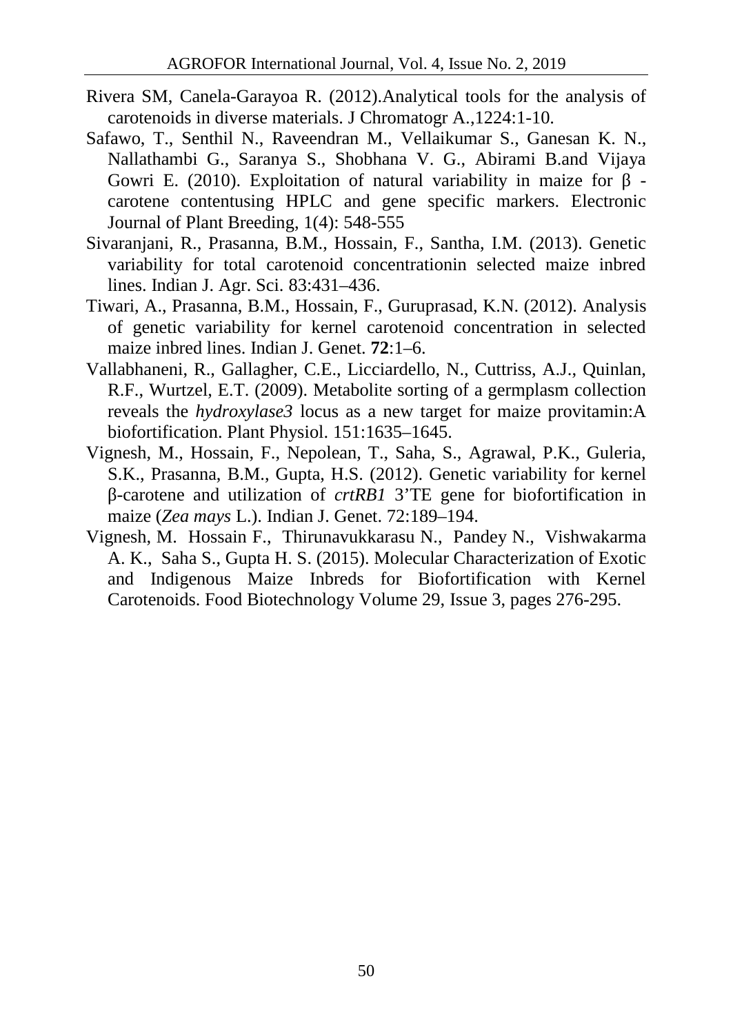Rivera SM, Canela-Garayoa R. (2012).Analytical tools for the analysis of carotenoids in diverse materials. J Chromatogr A.,1224:1-10.

Safawo, T., Senthil N., Raveendran M., Vellaikumar S., Ganesan K. N., Nallathambi G., Saranya S., Shobhana V. G., Abirami B.and Vijaya Gowri E. (2010). Exploitation of natural variability in maize for β - carotene contentusing HPLC and gene specific markers. Electronic Journal of Plant Breeding, 1(4): 548-555

Sivaranjani, R., Prasanna, B.M., Hossain, F., Santha, I.M. (2013). Genetic variability for total carotenoid concentrationin selected maize inbred lines. Indian J. Agr. Sci. 83:431–436.

Tiwari, A., Prasanna, B.M., Hossain, F., Guruprasad, K.N. (2012). Analysis of genetic variability for kernel carotenoid concentration in selected maize inbred lines. Indian J. Genet. **72**:1–6.

Vallabhaneni, R., Gallagher, C.E., Licciardello, N., Cuttriss, A.J., Quinlan, R.F., Wurtzel, E.T. (2009). Metabolite sorting of a germplasm collection reveals the *hydroxylase3* locus as a new target for maize provitamin:A biofortification. Plant Physiol. 151:1635–1645.

Vignesh, M., Hossain, F., Nepolean, T., Saha, S., Agrawal, P.K., Guleria, S.K., Prasanna, B.M., Gupta, H.S. (2012). Genetic variability for kernel β-carotene and utilization of *crtRB1* 3'TE gene for biofortification in maize (*Zea mays* L.). Indian J. Genet. 72:189–194.

Vignesh, M. Hossain F., Thirunavukkarasu N., Pandey N., Vishwakarma A. K., Saha S., Gupta H. S. (2015). Molecular Characterization of Exotic and Indigenous Maize Inbreds for Biofortification with Kernel Carotenoids. Food Biotechnology Volume 29, Issue 3, pages 276-295.